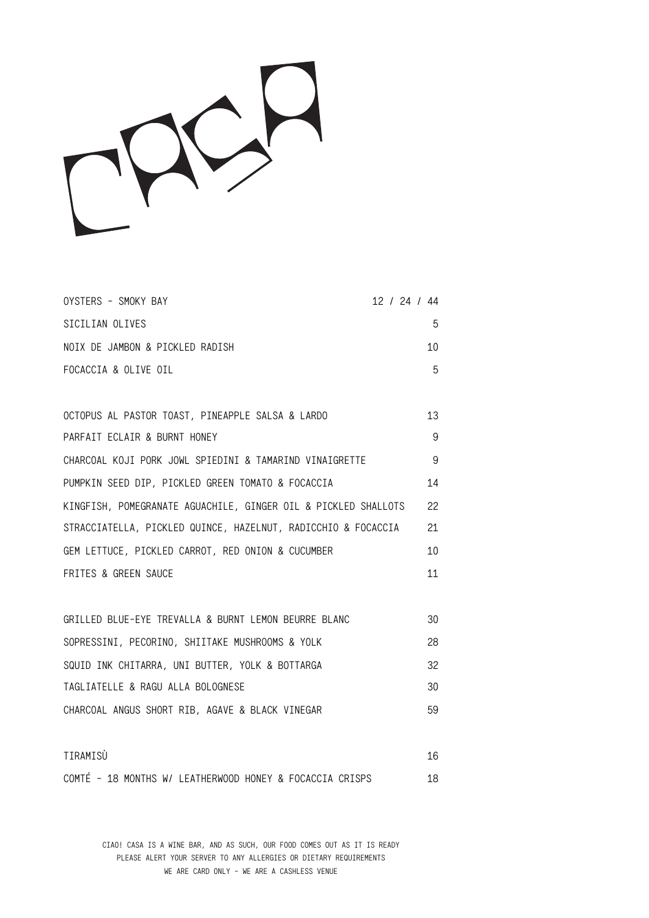# CASA

| | |
|---|---|
| OYSTERS - SMOKY BAY | 12 / 24 / 44 |
| SICILIAN OLIVES | 5 |
| NOIX DE JAMBON & PICKLED RADISH | 10 |
| FOCACCIA & OLIVE OIL | 5 |

| | |
|---|---|
| OCTOPUS AL PASTOR TOAST, PINEAPPLE SALSA & LARDO | 13 |
| PARFAIT ECLAIR & BURNT HONEY | 9 |
| CHARCOAL KOJI PORK JOWL SPIEDINI & TAMARIND VINAIGRETTE | 9 |
| PUMPKIN SEED DIP, PICKLED GREEN TOMATO & FOCACCIA | 14 |
| KINGFISH, POMEGRANATE AGUACHILE, GINGER OIL & PICKLED SHALLOTS | 22 |
| STRACCIATELLA, PICKLED QUINCE, HAZELNUT, RADICCHIO & FOCACCIA | 21 |
| GEM LETTUCE, PICKLED CARROT, RED ONION & CUCUMBER | 10 |
| FRITES & GREEN SAUCE | 11 |

| | |
|---|---|
| GRILLED BLUE-EYE TREVALLA & BURNT LEMON BEURRE BLANC | 30 |
| SOPRESSINI, PECORINO, SHIITAKE MUSHROOMS & YOLK | 28 |
| SQUID INK CHITARRA, UNI BUTTER, YOLK & BOTTARGA | 32 |
| TAGLIATELLE & RAGU ALLA BOLOGNESE | 30 |
| CHARCOAL ANGUS SHORT RIB, AGAVE & BLACK VINEGAR | 59 |

| | |
|---|---|
| TIRAMISÙ | 16 |
| COMTÉ - 18 MONTHS W/ LEATHERWOOD HONEY & FOCACCIA CRISPS | 18 |

CIAO! CASA IS A WINE BAR, AND AS SUCH, OUR FOOD COMES OUT AS IT IS READY
PLEASE ALERT YOUR SERVER TO ANY ALLERGIES OR DIETARY REQUIREMENTS
WE ARE CARD ONLY - WE ARE A CASHLESS VENUE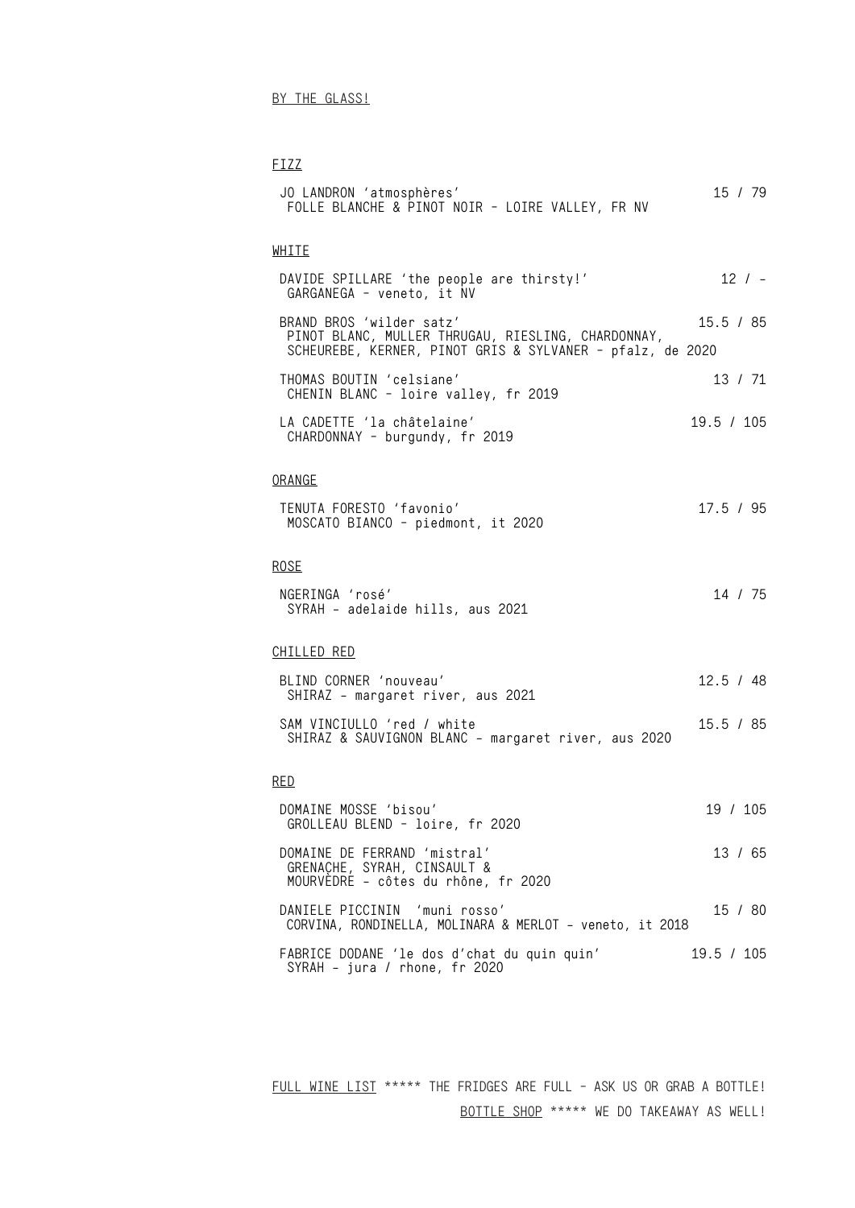## BY THE GLASS!

### FIZZ

JO LANDRON 'atmosphères' — 15 / 79
FOLLE BLANCHE & PINOT NOIR – LOIRE VALLEY, FR NV

### WHITE

DAVIDE SPILLARE 'the people are thirsty!' — 12 / -
GARGANEGA – veneto, it NV

BRAND BROS 'wilder satz' — 15.5 / 85
PINOT BLANC, MULLER THRUGAU, RIESLING, CHARDONNAY, SCHEUREBE, KERNER, PINOT GRIS & SYLVANER – pfalz, de 2020

THOMAS BOUTIN 'celsiane' — 13 / 71
CHENIN BLANC – loire valley, fr 2019

LA CADETTE 'la châtelaine' — 19.5 / 105
CHARDONNAY – burgundy, fr 2019

### ORANGE

TENUTA FORESTO 'favonio' — 17.5 / 95
MOSCATO BIANCO – piedmont, it 2020

### ROSE

NGERINGA 'rosé' — 14 / 75
SYRAH – adelaide hills, aus 2021

### CHILLED RED

BLIND CORNER 'nouveau' — 12.5 / 48
SHIRAZ – margaret river, aus 2021

SAM VINCIULLO 'red / white — 15.5 / 85
SHIRAZ & SAUVIGNON BLANC – margaret river, aus 2020

### RED

DOMAINE MOSSE 'bisou' — 19 / 105
GROLLEAU BLEND – loire, fr 2020

DOMAINE DE FERRAND 'mistral' — 13 / 65
GRENACHE, SYRAH, CINSAULT & MOURVÈDRE – côtes du rhône, fr 2020

DANIELE PICCININ 'muni rosso' — 15 / 80
CORVINA, RONDINELLA, MOLINARA & MERLOT – veneto, it 2018

FABRICE DODANE 'le dos d'chat du quin quin' — 19.5 / 105
SYRAH – jura / rhone, fr 2020

FULL WINE LIST ***** THE FRIDGES ARE FULL – ASK US OR GRAB A BOTTLE!

BOTTLE SHOP ***** WE DO TAKEAWAY AS WELL!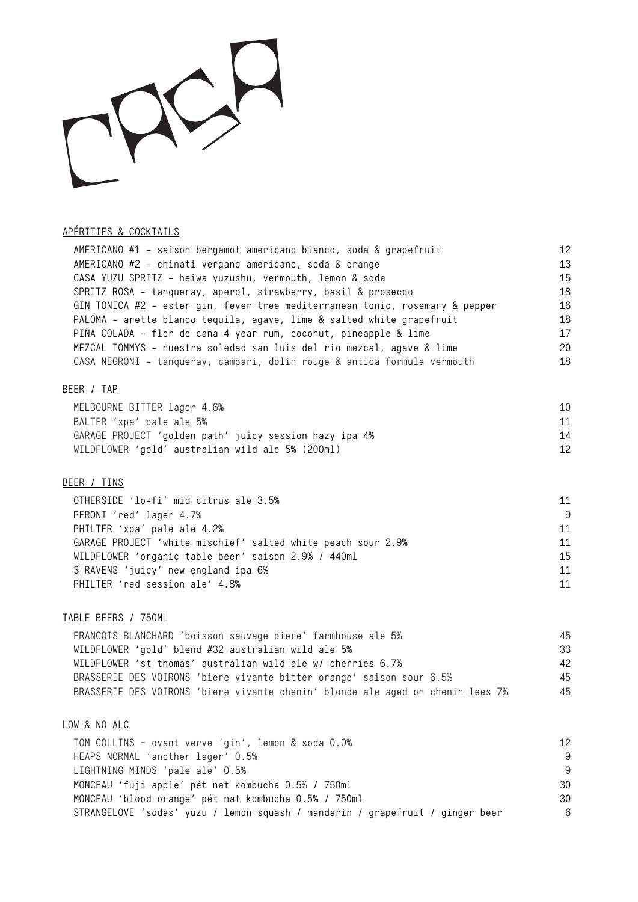CASA

## APÉRITIFS & COCKTAILS

| | |
|---|---|
| AMERICANO #1 – saison bergamot americano bianco, soda & grapefruit | 12 |
| AMERICANO #2 – chinati vergano americano, soda & orange | 13 |
| CASA YUZU SPRITZ – heiwa yuzushu, vermouth, lemon & soda | 15 |
| SPRITZ ROSA – tanqueray, aperol, strawberry, basil & prosecco | 18 |
| GIN TONICA #2 – ester gin, fever tree mediterranean tonic, rosemary & pepper | 16 |
| PALOMA – arette blanco tequila, agave, lime & salted white grapefruit | 18 |
| PIÑA COLADA – flor de cana 4 year rum, coconut, pineapple & lime | 17 |
| MEZCAL TOMMYS – nuestra soledad san luis del rio mezcal, agave & lime | 20 |
| CASA NEGRONI – tanqueray, campari, dolin rouge & antica formula vermouth | 18 |

## BEER / TAP

| | |
|---|---|
| MELBOURNE BITTER lager 4.6% | 10 |
| BALTER 'xpa' pale ale 5% | 11 |
| GARAGE PROJECT 'golden path' juicy session hazy ipa 4% | 14 |
| WILDFLOWER 'gold' australian wild ale 5% (200ml) | 12 |

## BEER / TINS

| | |
|---|---|
| OTHERSIDE 'lo-fi' mid citrus ale 3.5% | 11 |
| PERONI 'red' lager 4.7% | 9 |
| PHILTER 'xpa' pale ale 4.2% | 11 |
| GARAGE PROJECT 'white mischief' salted white peach sour 2.9% | 11 |
| WILDFLOWER 'organic table beer' saison 2.9% / 440ml | 15 |
| 3 RAVENS 'juicy' new england ipa 6% | 11 |
| PHILTER 'red session ale' 4.8% | 11 |

## TABLE BEERS / 750ML

| | |
|---|---|
| FRANCOIS BLANCHARD 'boisson sauvage biere' farmhouse ale 5% | 45 |
| WILDFLOWER 'gold' blend #32 australian wild ale 5% | 33 |
| WILDFLOWER 'st thomas' australian wild ale w/ cherries 6.7% | 42 |
| BRASSERIE DES VOIRONS 'biere vivante bitter orange' saison sour 6.5% | 45 |
| BRASSERIE DES VOIRONS 'biere vivante chenin' blonde ale aged on chenin lees 7% | 45 |

## LOW & NO ALC

| | |
|---|---|
| TOM COLLINS – ovant verve 'gin', lemon & soda 0.0% | 12 |
| HEAPS NORMAL 'another lager' 0.5% | 9 |
| LIGHTNING MINDS 'pale ale' 0.5% | 9 |
| MONCEAU 'fuji apple' pét nat kombucha 0.5% / 750ml | 30 |
| MONCEAU 'blood orange' pét nat kombucha 0.5% / 750ml | 30 |
| STRANGELOVE 'sodas' yuzu / lemon squash / mandarin / grapefruit / ginger beer | 6 |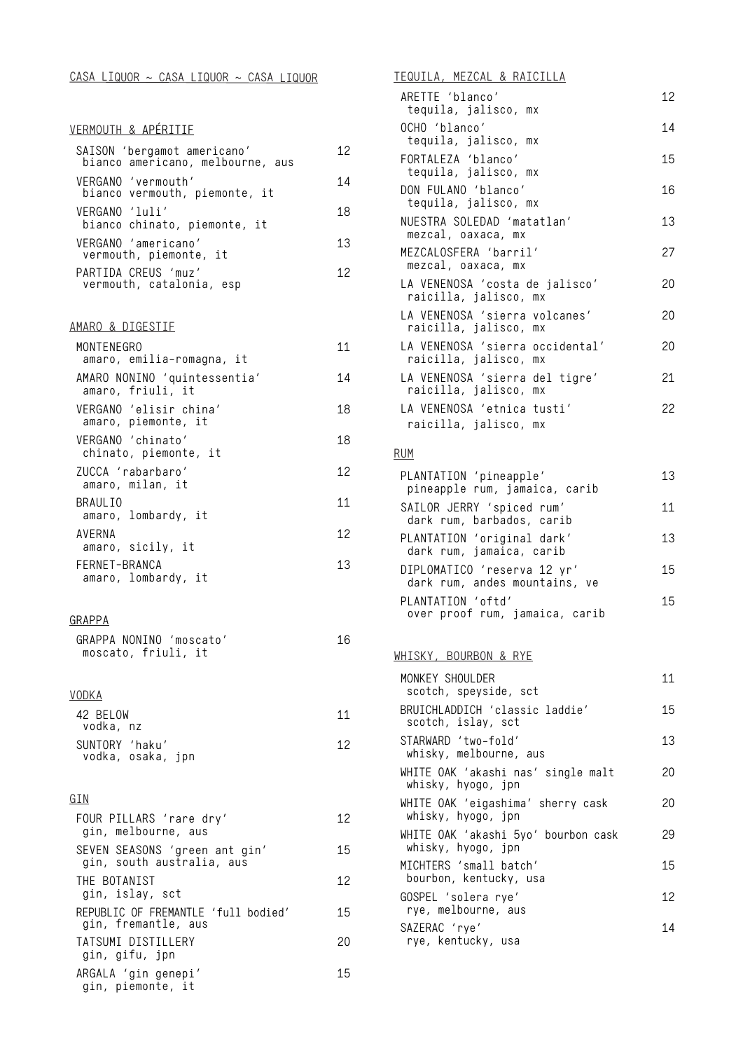CASA LIQUOR ~ CASA LIQUOR ~ CASA LIQUOR

## VERMOUTH & APÉRITIF

| | |
|---|---|
| SAISON 'bergamot americano'<br>bianco americano, melbourne, aus | 12 |
| VERGANO 'vermouth'<br>bianco vermouth, piemonte, it | 14 |
| VERGANO 'luli'<br>bianco chinato, piemonte, it | 18 |
| VERGANO 'americano'<br>vermouth, piemonte, it | 13 |
| PARTIDA CREUS 'muz'<br>vermouth, catalonia, esp | 12 |

## AMARO & DIGESTIF

| | |
|---|---|
| MONTENEGRO<br>amaro, emilia-romagna, it | 11 |
| AMARO NONINO 'quintessentia'<br>amaro, friuli, it | 14 |
| VERGANO 'elisir china'<br>amaro, piemonte, it | 18 |
| VERGANO 'chinato'<br>chinato, piemonte, it | 18 |
| ZUCCA 'rabarbaro'<br>amaro, milan, it | 12 |
| BRAULIO<br>amaro, lombardy, it | 11 |
| AVERNA<br>amaro, sicily, it | 12 |
| FERNET-BRANCA<br>amaro, lombardy, it | 13 |

## GRAPPA

| | |
|---|---|
| GRAPPA NONINO 'moscato'<br>moscato, friuli, it | 16 |

## VODKA

| | |
|---|---|
| 42 BELOW<br>vodka, nz | 11 |
| SUNTORY 'haku'<br>vodka, osaka, jpn | 12 |

## GIN

| | |
|---|---|
| FOUR PILLARS 'rare dry'<br>gin, melbourne, aus | 12 |
| SEVEN SEASONS 'green ant gin'<br>gin, south australia, aus | 15 |
| THE BOTANIST<br>gin, islay, sct | 12 |
| REPUBLIC OF FREMANTLE 'full bodied'<br>gin, fremantle, aus | 15 |
| TATSUMI DISTILLERY<br>gin, gifu, jpn | 20 |
| ARGALA 'gin genepi'<br>gin, piemonte, it | 15 |

## TEQUILA, MEZCAL & RAICILLA

| | |
|---|---|
| ARETTE 'blanco'<br>tequila, jalisco, mx | 12 |
| OCHO 'blanco'<br>tequila, jalisco, mx | 14 |
| FORTALEZA 'blanco'<br>tequila, jalisco, mx | 15 |
| DON FULANO 'blanco'<br>tequila, jalisco, mx | 16 |
| NUESTRA SOLEDAD 'matatlan'<br>mezcal, oaxaca, mx | 13 |
| MEZCALOSFERA 'barril'<br>mezcal, oaxaca, mx | 27 |
| LA VENENOSA 'costa de jalisco'<br>raicilla, jalisco, mx | 20 |
| LA VENENOSA 'sierra volcanes'<br>raicilla, jalisco, mx | 20 |
| LA VENENOSA 'sierra occidental'<br>raicilla, jalisco, mx | 20 |
| LA VENENOSA 'sierra del tigre'<br>raicilla, jalisco, mx | 21 |
| LA VENENOSA 'etnica tusti'<br>raicilla, jalisco, mx | 22 |

## RUM

| | |
|---|---|
| PLANTATION 'pineapple'<br>pineapple rum, jamaica, carib | 13 |
| SAILOR JERRY 'spiced rum'<br>dark rum, barbados, carib | 11 |
| PLANTATION 'original dark'<br>dark rum, jamaica, carib | 13 |
| DIPLOMATICO 'reserva 12 yr'<br>dark rum, andes mountains, ve | 15 |
| PLANTATION 'oftd'<br>over proof rum, jamaica, carib | 15 |

## WHISKY, BOURBON & RYE

| | |
|---|---|
| MONKEY SHOULDER<br>scotch, speyside, sct | 11 |
| BRUICHLADDICH 'classic laddie'<br>scotch, islay, sct | 15 |
| STARWARD 'two-fold'<br>whisky, melbourne, aus | 13 |
| WHITE OAK 'akashi nas' single malt<br>whisky, hyogo, jpn | 20 |
| WHITE OAK 'eigashima' sherry cask<br>whisky, hyogo, jpn | 20 |
| WHITE OAK 'akashi 5yo' bourbon cask<br>whisky, hyogo, jpn | 29 |
| MICHTERS 'small batch'<br>bourbon, kentucky, usa | 15 |
| GOSPEL 'solera rye'<br>rye, melbourne, aus | 12 |
| SAZERAC 'rye'<br>rye, kentucky, usa | 14 |